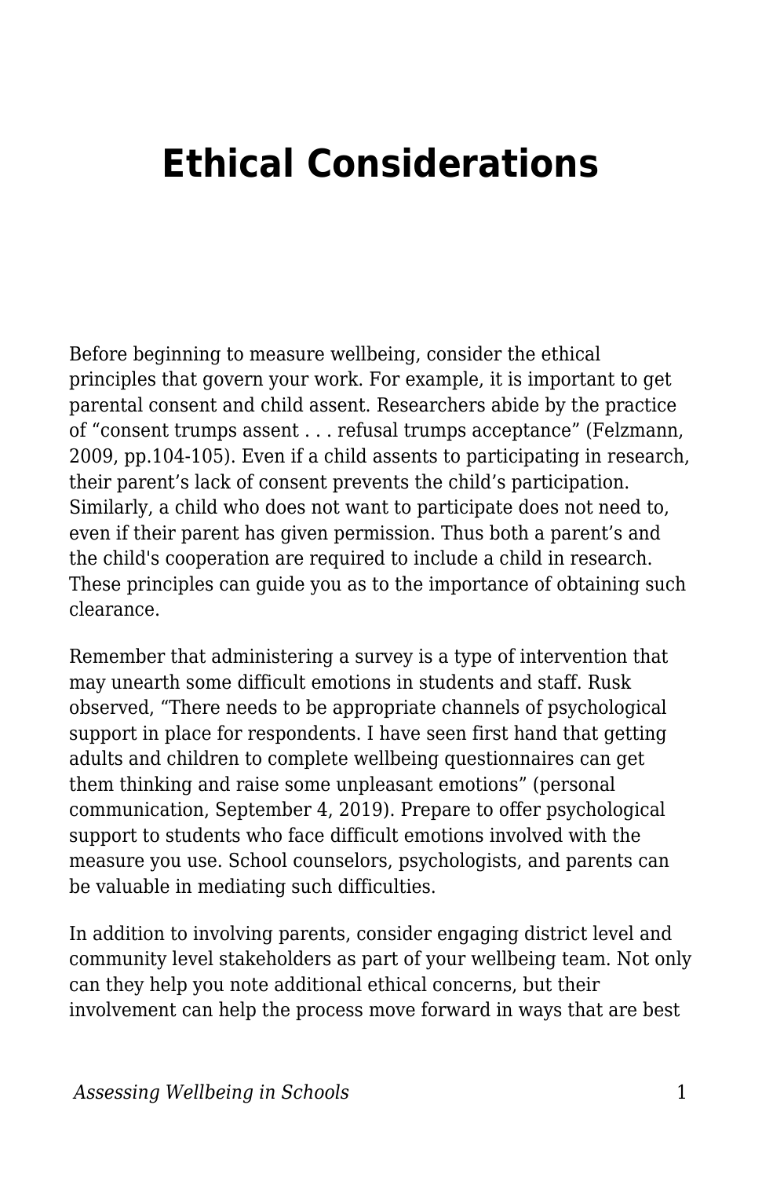# Ethical Considerations

Before beginning to measure wellbeing, consider the ethical principles that govern your work. For example, it is important to get parental consent and child assent. Researchers abide by the practice of “consent trumps assent . . . refusal trumps acceptance” (Felzmann, 2009, pp.104-105). Even if a child assents to participating in research, their parent’s lack of consent prevents the child’s participation. Similarly, a child who does not want to participate does not need to, even if their parent has given permission. Thus both a parent’s and the child's cooperation are required to include a child in research. These principles can guide you as to the importance of obtaining such clearance.

Remember that administering a survey is a type of intervention that may unearth some difficult emotions in students and staff. Rusk observed, “There needs to be appropriate channels of psychological support in place for respondents. I have seen first hand that getting adults and children to complete wellbeing questionnaires can get them thinking and raise some unpleasant emotions” (personal communication, September 4, 2019). Prepare to offer psychological support to students who face difficult emotions involved with the measure you use. School counselors, psychologists, and parents can be valuable in mediating such difficulties.

In addition to involving parents, consider engaging district level and community level stakeholders as part of your wellbeing team. Not only can they help you note additional ethical concerns, but their involvement can help the process move forward in ways that are best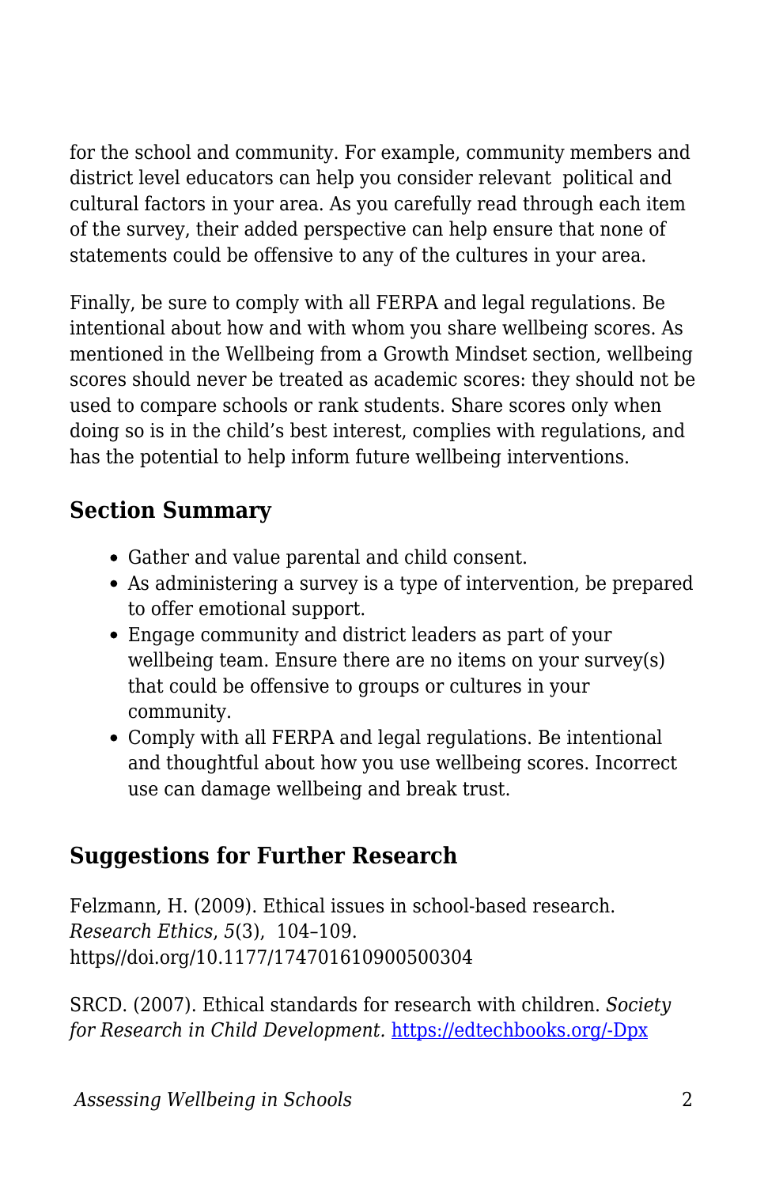for the school and community. For example, community members and district level educators can help you consider relevant  political and cultural factors in your area. As you carefully read through each item of the survey, their added perspective can help ensure that none of statements could be offensive to any of the cultures in your area.

Finally, be sure to comply with all FERPA and legal regulations. Be intentional about how and with whom you share wellbeing scores. As mentioned in the Wellbeing from a Growth Mindset section, wellbeing scores should never be treated as academic scores: they should not be used to compare schools or rank students. Share scores only when doing so is in the child's best interest, complies with regulations, and has the potential to help inform future wellbeing interventions.

## Section Summary

- Gather and value parental and child consent.
- As administering a survey is a type of intervention, be prepared to offer emotional support.
- Engage community and district leaders as part of your wellbeing team. Ensure there are no items on your survey(s) that could be offensive to groups or cultures in your community.
- Comply with all FERPA and legal regulations. Be intentional and thoughtful about how you use wellbeing scores. Incorrect use can damage wellbeing and break trust.

## Suggestions for Further Research

Felzmann, H. (2009). Ethical issues in school-based research. *Research Ethics*, *5*(3),  104–109. https//doi.org/10.1177/174701610900500304

SRCD. (2007). Ethical standards for research with children. *Society for Research in Child Development.* [https://edtechbooks.org/-Dpx](https://edtechbooks.org/-Dpx)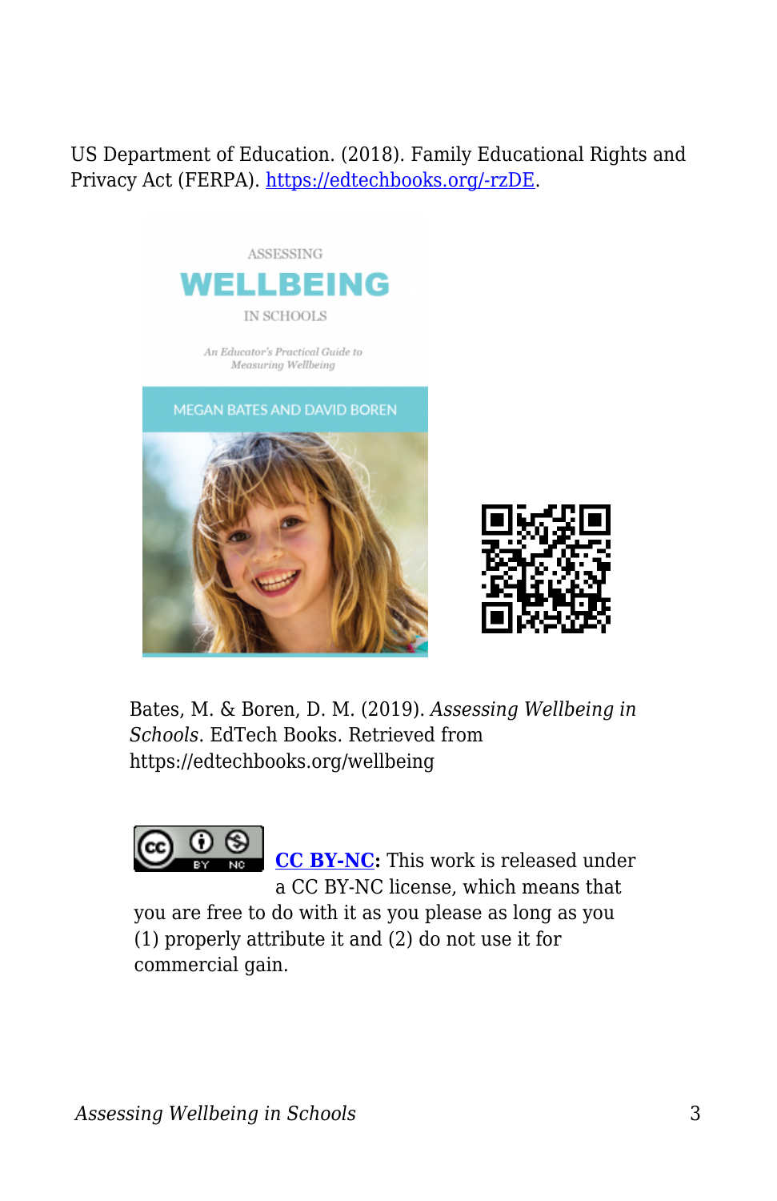US Department of Education. (2018). Family Educational Rights and Privacy Act (FERPA). [https://edtechbooks.org/-rzDE](https://edtechbooks.org/-rzDE).

Bates, M. & Boren, D. M. (2019). *Assessing Wellbeing in Schools*. EdTech Books. Retrieved from https://edtechbooks.org/wellbeing

**[CC BY-NC](https://creativecommons.org/licenses/by-nc/4.0):** This work is released under a CC BY-NC license, which means that you are free to do with it as you please as long as you (1) properly attribute it and (2) do not use it for commercial gain.